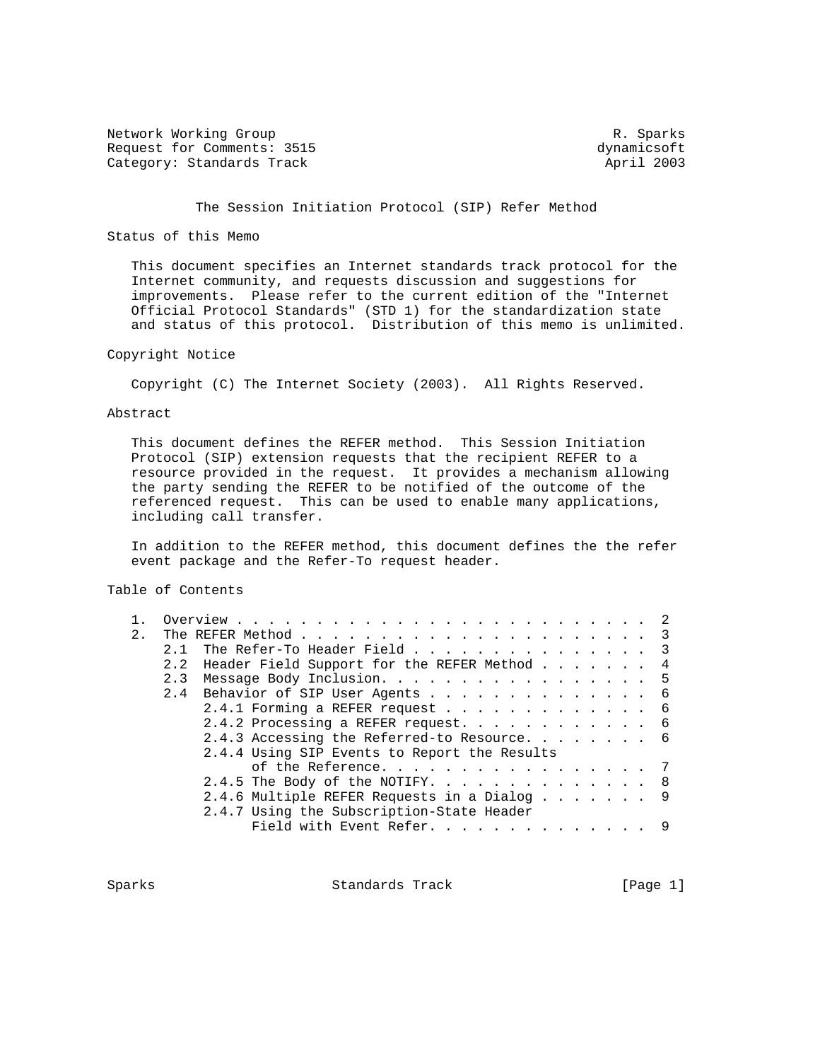Network Working Group R. Sparks
Request for Comments: 3515 dynamicsoft
Category: Standards Track April 2003

# The Session Initiation Protocol (SIP) Refer Method

## Status of this Memo

This document specifies an Internet standards track protocol for the Internet community, and requests discussion and suggestions for improvements. Please refer to the current edition of the "Internet Official Protocol Standards" (STD 1) for the standardization state and status of this protocol. Distribution of this memo is unlimited.

## Copyright Notice

Copyright (C) The Internet Society (2003). All Rights Reserved.

## Abstract

This document defines the REFER method. This Session Initiation Protocol (SIP) extension requests that the recipient REFER to a resource provided in the request. It provides a mechanism allowing the party sending the REFER to be notified of the outcome of the referenced request. This can be used to enable many applications, including call transfer.

In addition to the REFER method, this document defines the the refer event package and the Refer-To request header.

## Table of Contents

```
1.  Overview . . . . . . . . . . . . . . . . . . . . . . . . . .  2
2.  The REFER Method . . . . . . . . . . . . . . . . . . . . . .  3
    2.1  The Refer-To Header Field . . . . . . . . . . . . . . .  3
    2.2  Header Field Support for the REFER Method . . . . . . .  4
    2.3  Message Body Inclusion. . . . . . . . . . . . . . . . .  5
    2.4  Behavior of SIP User Agents . . . . . . . . . . . . . .  6
         2.4.1 Forming a REFER request . . . . . . . . . . . . .  6
         2.4.2 Processing a REFER request. . . . . . . . . . . .  6
         2.4.3 Accessing the Referred-to Resource. . . . . . . .  6
         2.4.4 Using SIP Events to Report the Results
               of the Reference. . . . . . . . . . . . . . . . .  7
         2.4.5 The Body of the NOTIFY. . . . . . . . . . . . . .  8
         2.4.6 Multiple REFER Requests in a Dialog . . . . . . .  9
         2.4.7 Using the Subscription-State Header
               Field with Event Refer. . . . . . . . . . . . . .  9
```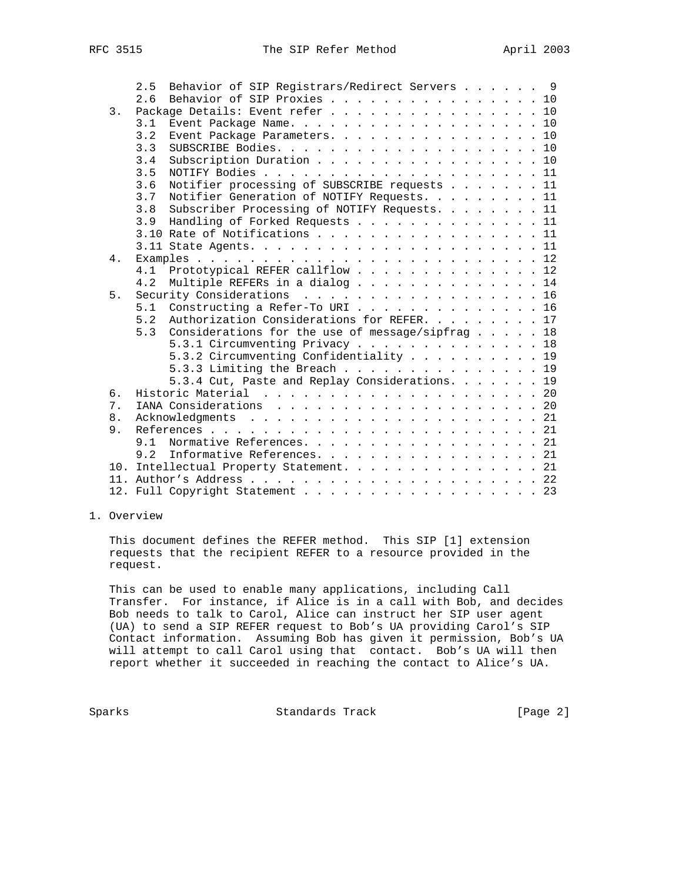2.5 Behavior of SIP Registrars/Redirect Servers . . . . . . 9
2.6 Behavior of SIP Proxies . . . . . . . . . . . . . . . . 10
3. Package Details: Event refer . . . . . . . . . . . . . . . . 10
3.1 Event Package Name. . . . . . . . . . . . . . . . . . . 10
3.2 Event Package Parameters. . . . . . . . . . . . . . . . 10
3.3 SUBSCRIBE Bodies. . . . . . . . . . . . . . . . . . . . 10
3.4 Subscription Duration . . . . . . . . . . . . . . . . . 10
3.5 NOTIFY Bodies . . . . . . . . . . . . . . . . . . . . . 11
3.6 Notifier processing of SUBSCRIBE requests . . . . . . . 11
3.7 Notifier Generation of NOTIFY Requests. . . . . . . . . 11
3.8 Subscriber Processing of NOTIFY Requests. . . . . . . . 11
3.9 Handling of Forked Requests . . . . . . . . . . . . . . 11
3.10 Rate of Notifications . . . . . . . . . . . . . . . . . 11
3.11 State Agents. . . . . . . . . . . . . . . . . . . . . . 11
4. Examples . . . . . . . . . . . . . . . . . . . . . . . . . . 12
4.1 Prototypical REFER callflow . . . . . . . . . . . . . . 12
4.2 Multiple REFERs in a dialog . . . . . . . . . . . . . . 14
5. Security Considerations . . . . . . . . . . . . . . . . . . 16
5.1 Constructing a Refer-To URI . . . . . . . . . . . . . . 16
5.2 Authorization Considerations for REFER. . . . . . . . . 17
5.3 Considerations for the use of message/sipfrag . . . . . 18
5.3.1 Circumventing Privacy . . . . . . . . . . . . . . 18
5.3.2 Circumventing Confidentiality . . . . . . . . . . 19
5.3.3 Limiting the Breach . . . . . . . . . . . . . . . 19
5.3.4 Cut, Paste and Replay Considerations. . . . . . . 19
6. Historic Material . . . . . . . . . . . . . . . . . . . . . 20
7. IANA Considerations . . . . . . . . . . . . . . . . . . . . 20
8. Acknowledgments . . . . . . . . . . . . . . . . . . . . . . 21
9. References . . . . . . . . . . . . . . . . . . . . . . . . . 21
9.1 Normative References. . . . . . . . . . . . . . . . . . 21
9.2 Informative References. . . . . . . . . . . . . . . . . 21
10. Intellectual Property Statement. . . . . . . . . . . . . . . 21
11. Author's Address . . . . . . . . . . . . . . . . . . . . . . 22
12. Full Copyright Statement . . . . . . . . . . . . . . . . . . 23

# 1. Overview

This document defines the REFER method. This SIP [1] extension requests that the recipient REFER to a resource provided in the request.

This can be used to enable many applications, including Call Transfer. For instance, if Alice is in a call with Bob, and decides Bob needs to talk to Carol, Alice can instruct her SIP user agent (UA) to send a SIP REFER request to Bob's UA providing Carol's SIP Contact information. Assuming Bob has given it permission, Bob's UA will attempt to call Carol using that contact. Bob's UA will then report whether it succeeded in reaching the contact to Alice's UA.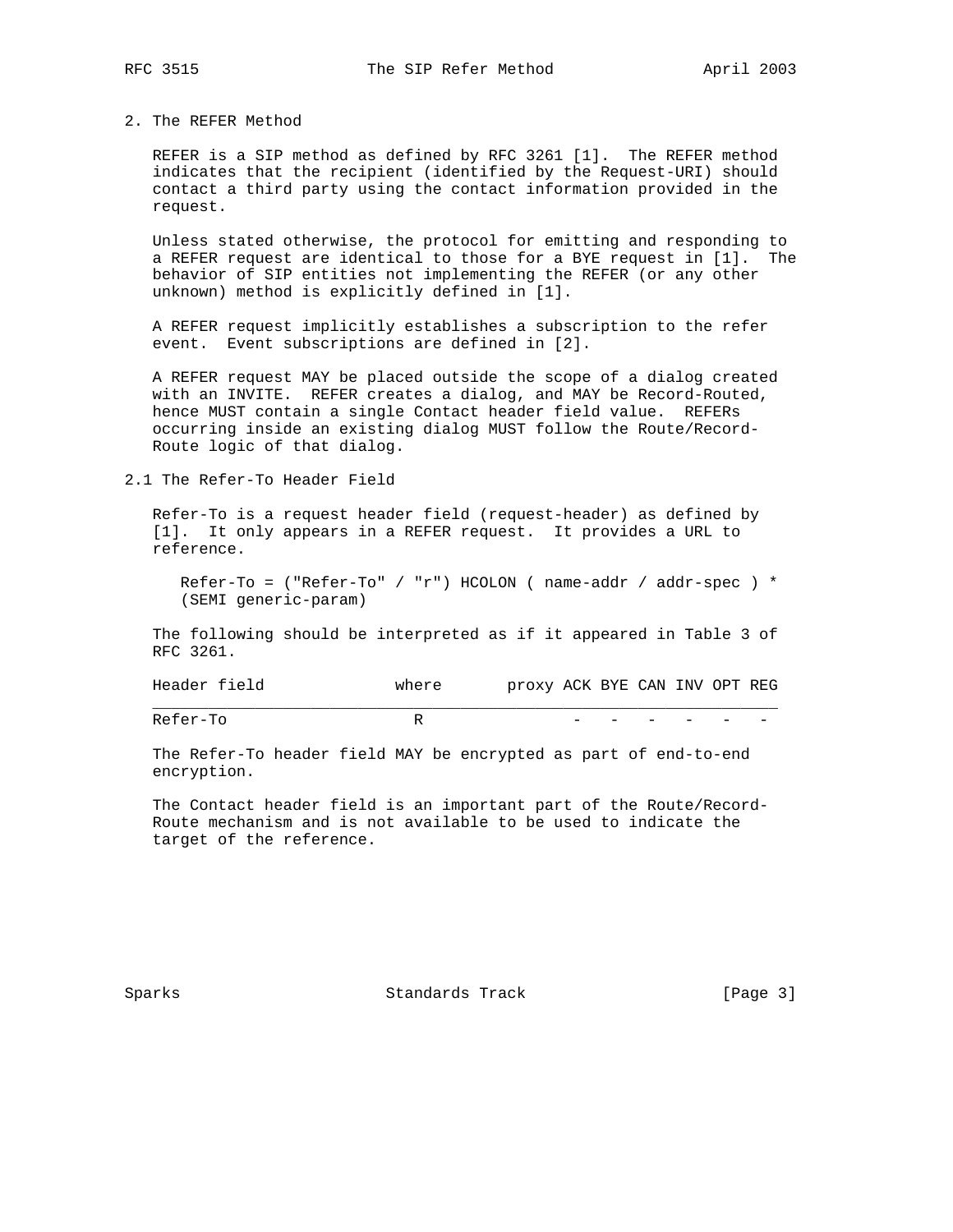## 2. The REFER Method

REFER is a SIP method as defined by RFC 3261 [1]. The REFER method indicates that the recipient (identified by the Request-URI) should contact a third party using the contact information provided in the request.

Unless stated otherwise, the protocol for emitting and responding to a REFER request are identical to those for a BYE request in [1]. The behavior of SIP entities not implementing the REFER (or any other unknown) method is explicitly defined in [1].

A REFER request implicitly establishes a subscription to the refer event. Event subscriptions are defined in [2].

A REFER request MAY be placed outside the scope of a dialog created with an INVITE. REFER creates a dialog, and MAY be Record-Routed, hence MUST contain a single Contact header field value. REFERs occurring inside an existing dialog MUST follow the Route/Record-Route logic of that dialog.

### 2.1 The Refer-To Header Field

Refer-To is a request header field (request-header) as defined by [1]. It only appears in a REFER request. It provides a URL to reference.

```
Refer-To = ("Refer-To" / "r") HCOLON ( name-addr / addr-spec ) *
(SEMI generic-param)
```

The following should be interpreted as if it appeared in Table 3 of RFC 3261.

| Header field | where | proxy | ACK | BYE | CAN | INV | OPT | REG |
|---|---|---|---|---|---|---|---|---|
| Refer-To | R | | - | - | - | - | - | - |

The Refer-To header field MAY be encrypted as part of end-to-end encryption.

The Contact header field is an important part of the Route/Record-Route mechanism and is not available to be used to indicate the target of the reference.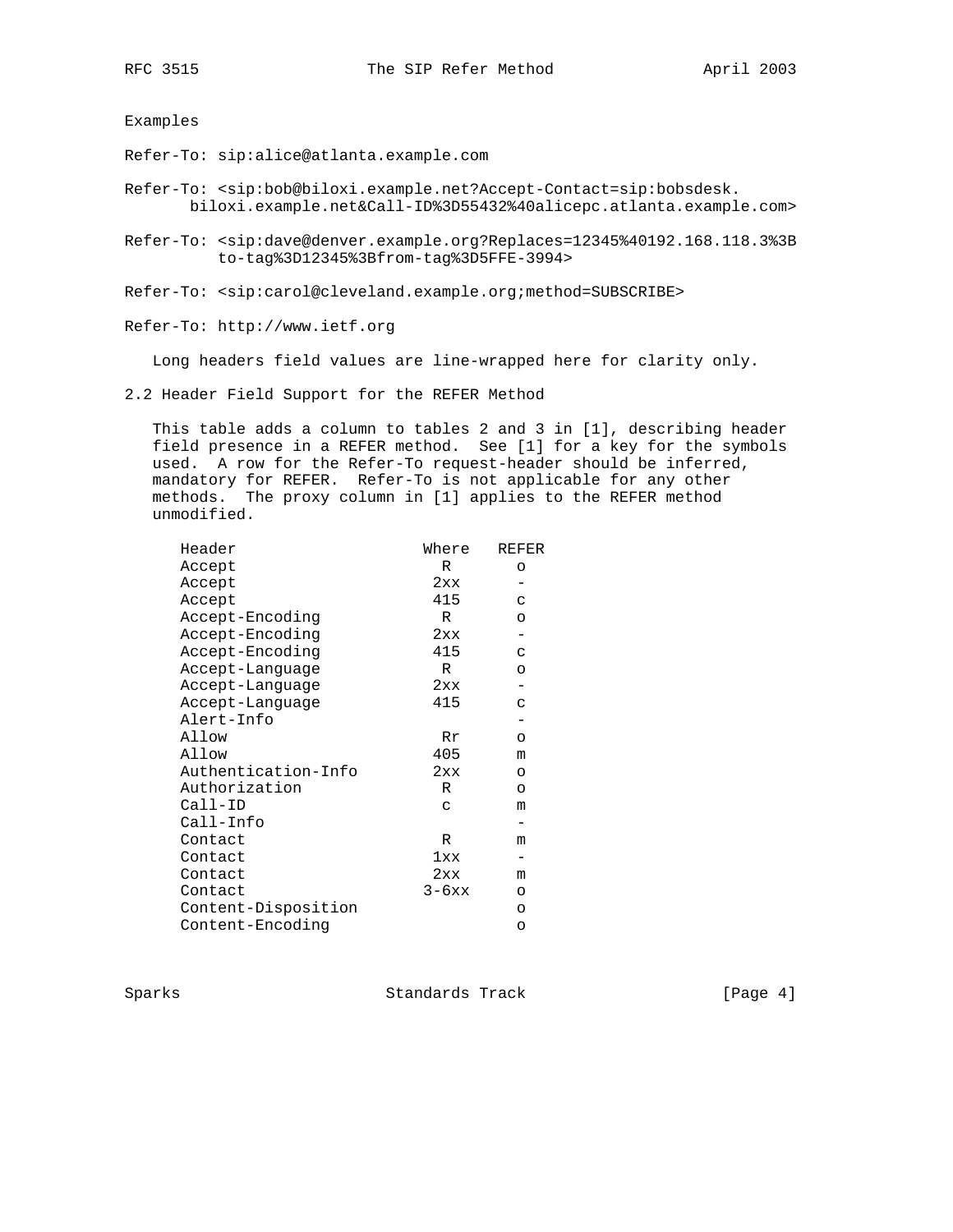Examples

```
Refer-To: sip:alice@atlanta.example.com

Refer-To: <sip:bob@biloxi.example.net?Accept-Contact=sip:bobsdesk.
       biloxi.example.net&Call-ID%3D55432%40alicepc.atlanta.example.com>

Refer-To: <sip:dave@denver.example.org?Replaces=12345%40192.168.118.3%3B
          to-tag%3D12345%3Bfrom-tag%3D5FFE-3994>

Refer-To: <sip:carol@cleveland.example.org;method=SUBSCRIBE>

Refer-To: http://www.ietf.org
```

Long headers field values are line-wrapped here for clarity only.

## 2.2 Header Field Support for the REFER Method

This table adds a column to tables 2 and 3 in [1], describing header field presence in a REFER method. See [1] for a key for the symbols used. A row for the Refer-To request-header should be inferred, mandatory for REFER. Refer-To is not applicable for any other methods. The proxy column in [1] applies to the REFER method unmodified.

| Header | Where | REFER |
|---|---|---|
| Accept | R | o |
| Accept | 2xx | - |
| Accept | 415 | c |
| Accept-Encoding | R | o |
| Accept-Encoding | 2xx | - |
| Accept-Encoding | 415 | c |
| Accept-Language | R | o |
| Accept-Language | 2xx | - |
| Accept-Language | 415 | c |
| Alert-Info | | - |
| Allow | Rr | o |
| Allow | 405 | m |
| Authentication-Info | 2xx | o |
| Authorization | R | o |
| Call-ID | c | m |
| Call-Info | | - |
| Contact | R | m |
| Contact | 1xx | - |
| Contact | 2xx | m |
| Contact | 3-6xx | o |
| Content-Disposition | | o |
| Content-Encoding | | o |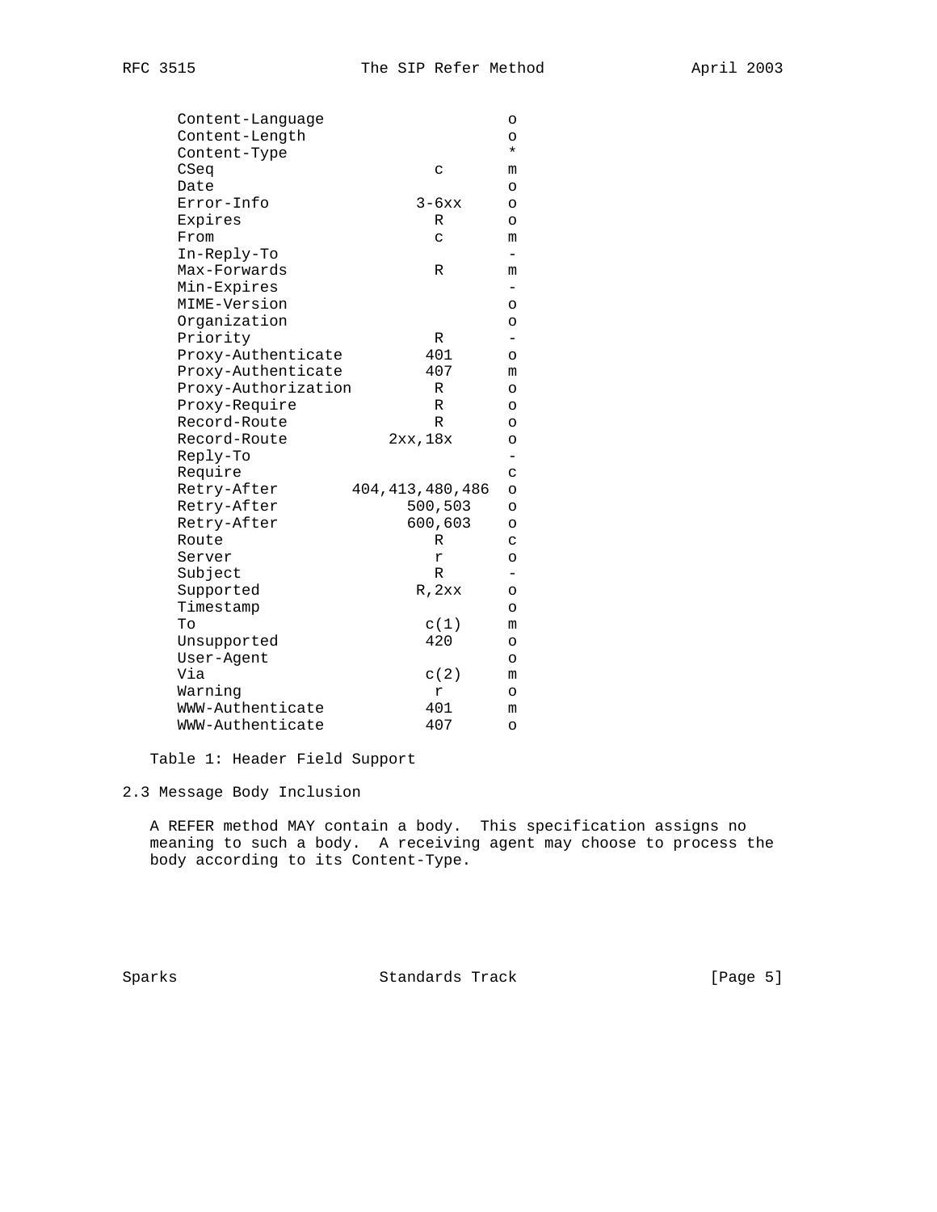| | | |
|---|---|---|
| Content-Language | | o |
| Content-Length | | o |
| Content-Type | | * |
| CSeq | c | m |
| Date | | o |
| Error-Info | 3-6xx | o |
| Expires | R | o |
| From | c | m |
| In-Reply-To | | - |
| Max-Forwards | R | m |
| Min-Expires | | - |
| MIME-Version | | o |
| Organization | | o |
| Priority | R | - |
| Proxy-Authenticate | 401 | o |
| Proxy-Authenticate | 407 | m |
| Proxy-Authorization | R | o |
| Proxy-Require | R | o |
| Record-Route | R | o |
| Record-Route | 2xx,18x | o |
| Reply-To | | - |
| Require | | c |
| Retry-After | 404,413,480,486 | o |
| Retry-After | 500,503 | o |
| Retry-After | 600,603 | o |
| Route | R | c |
| Server | r | o |
| Subject | R | - |
| Supported | R,2xx | o |
| Timestamp | | o |
| To | c(1) | m |
| Unsupported | 420 | o |
| User-Agent | | o |
| Via | c(2) | m |
| Warning | r | o |
| WWW-Authenticate | 401 | m |
| WWW-Authenticate | 407 | o |

Table 1: Header Field Support

## 2.3 Message Body Inclusion

A REFER method MAY contain a body. This specification assigns no meaning to such a body. A receiving agent may choose to process the body according to its Content-Type.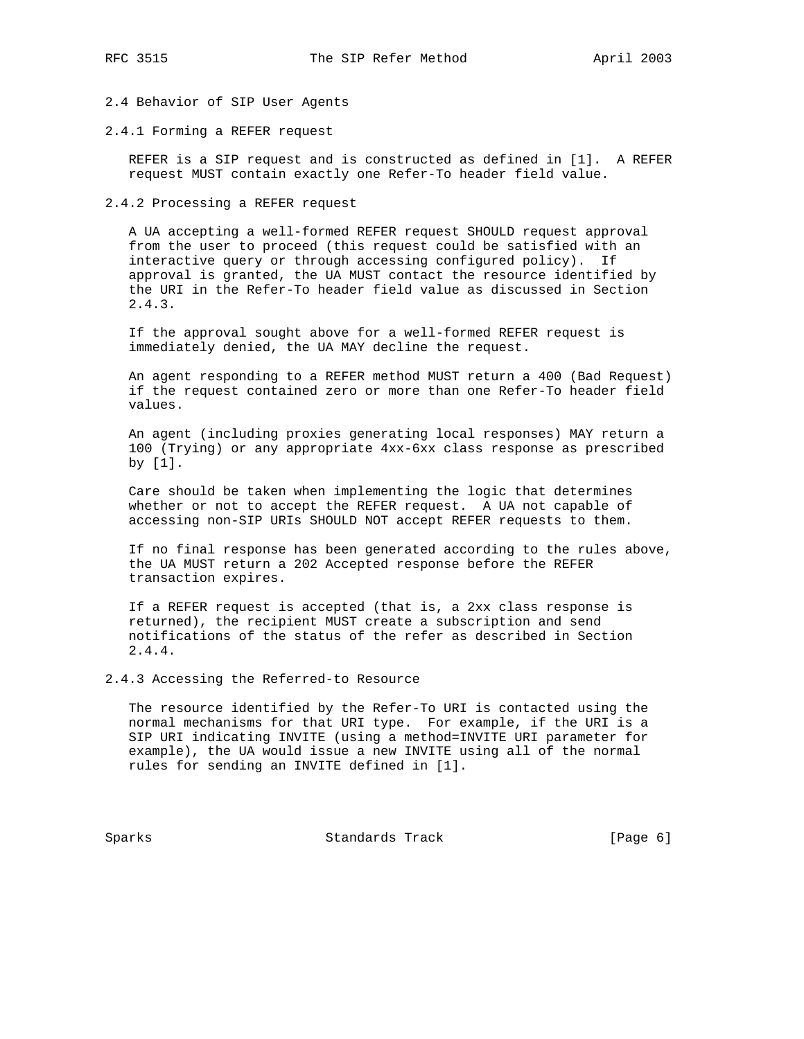### 2.4 Behavior of SIP User Agents

#### 2.4.1 Forming a REFER request

REFER is a SIP request and is constructed as defined in [1]. A REFER request MUST contain exactly one Refer-To header field value.

#### 2.4.2 Processing a REFER request

A UA accepting a well-formed REFER request SHOULD request approval from the user to proceed (this request could be satisfied with an interactive query or through accessing configured policy). If approval is granted, the UA MUST contact the resource identified by the URI in the Refer-To header field value as discussed in Section 2.4.3.

If the approval sought above for a well-formed REFER request is immediately denied, the UA MAY decline the request.

An agent responding to a REFER method MUST return a 400 (Bad Request) if the request contained zero or more than one Refer-To header field values.

An agent (including proxies generating local responses) MAY return a 100 (Trying) or any appropriate 4xx-6xx class response as prescribed by [1].

Care should be taken when implementing the logic that determines whether or not to accept the REFER request. A UA not capable of accessing non-SIP URIs SHOULD NOT accept REFER requests to them.

If no final response has been generated according to the rules above, the UA MUST return a 202 Accepted response before the REFER transaction expires.

If a REFER request is accepted (that is, a 2xx class response is returned), the recipient MUST create a subscription and send notifications of the status of the refer as described in Section 2.4.4.

#### 2.4.3 Accessing the Referred-to Resource

The resource identified by the Refer-To URI is contacted using the normal mechanisms for that URI type. For example, if the URI is a SIP URI indicating INVITE (using a method=INVITE URI parameter for example), the UA would issue a new INVITE using all of the normal rules for sending an INVITE defined in [1].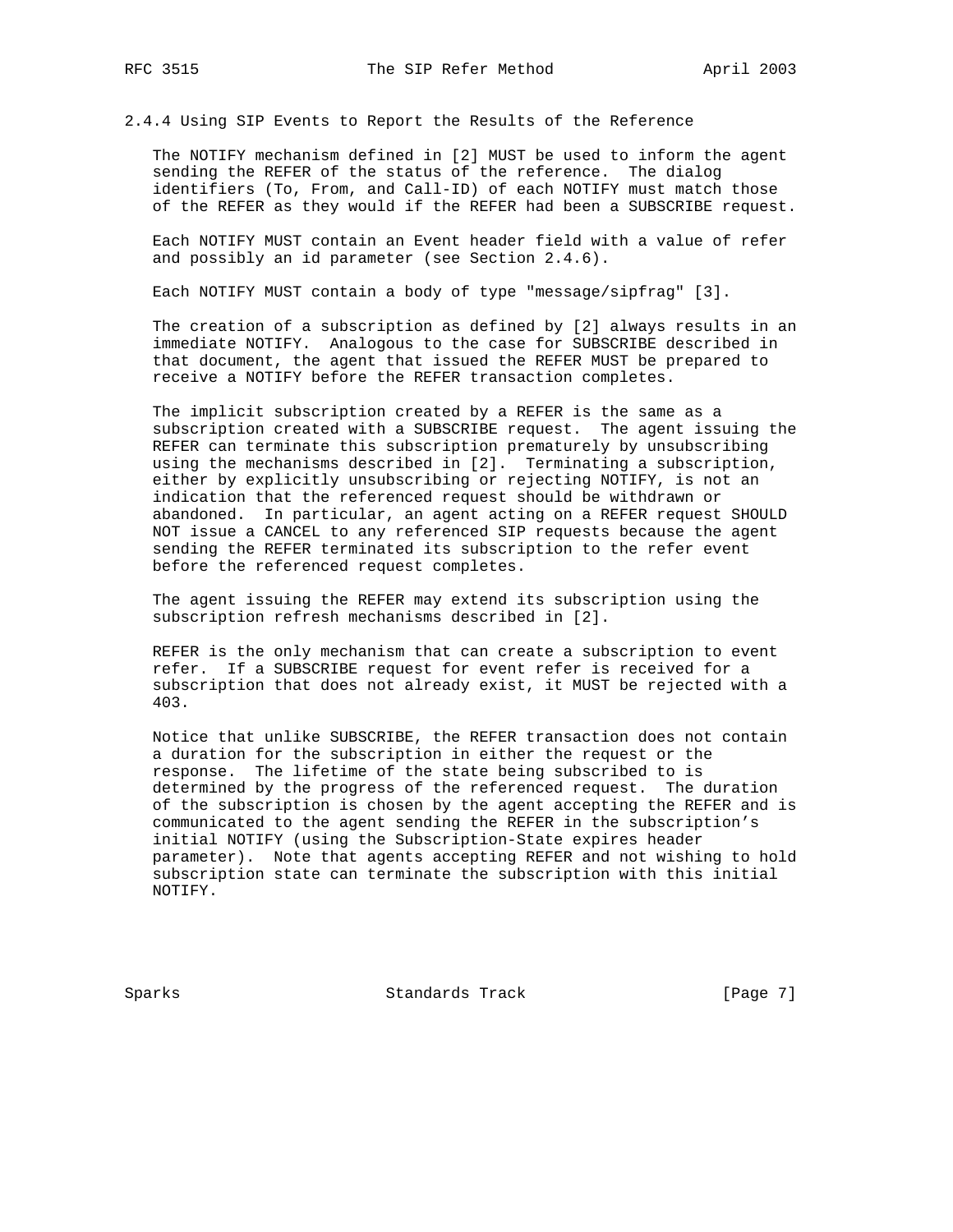### 2.4.4 Using SIP Events to Report the Results of the Reference

The NOTIFY mechanism defined in [2] MUST be used to inform the agent sending the REFER of the status of the reference. The dialog identifiers (To, From, and Call-ID) of each NOTIFY must match those of the REFER as they would if the REFER had been a SUBSCRIBE request.

Each NOTIFY MUST contain an Event header field with a value of refer and possibly an id parameter (see Section 2.4.6).

Each NOTIFY MUST contain a body of type "message/sipfrag" [3].

The creation of a subscription as defined by [2] always results in an immediate NOTIFY. Analogous to the case for SUBSCRIBE described in that document, the agent that issued the REFER MUST be prepared to receive a NOTIFY before the REFER transaction completes.

The implicit subscription created by a REFER is the same as a subscription created with a SUBSCRIBE request. The agent issuing the REFER can terminate this subscription prematurely by unsubscribing using the mechanisms described in [2]. Terminating a subscription, either by explicitly unsubscribing or rejecting NOTIFY, is not an indication that the referenced request should be withdrawn or abandoned. In particular, an agent acting on a REFER request SHOULD NOT issue a CANCEL to any referenced SIP requests because the agent sending the REFER terminated its subscription to the refer event before the referenced request completes.

The agent issuing the REFER may extend its subscription using the subscription refresh mechanisms described in [2].

REFER is the only mechanism that can create a subscription to event refer. If a SUBSCRIBE request for event refer is received for a subscription that does not already exist, it MUST be rejected with a 403.

Notice that unlike SUBSCRIBE, the REFER transaction does not contain a duration for the subscription in either the request or the response. The lifetime of the state being subscribed to is determined by the progress of the referenced request. The duration of the subscription is chosen by the agent accepting the REFER and is communicated to the agent sending the REFER in the subscription's initial NOTIFY (using the Subscription-State expires header parameter). Note that agents accepting REFER and not wishing to hold subscription state can terminate the subscription with this initial NOTIFY.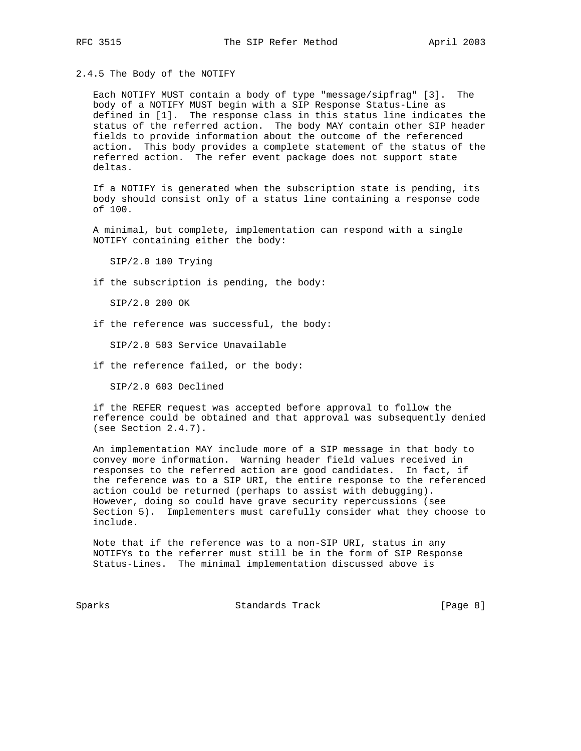### 2.4.5 The Body of the NOTIFY

Each NOTIFY MUST contain a body of type "message/sipfrag" [3]. The body of a NOTIFY MUST begin with a SIP Response Status-Line as defined in [1]. The response class in this status line indicates the status of the referred action. The body MAY contain other SIP header fields to provide information about the outcome of the referenced action. This body provides a complete statement of the status of the referred action. The refer event package does not support state deltas.

If a NOTIFY is generated when the subscription state is pending, its body should consist only of a status line containing a response code of 100.

A minimal, but complete, implementation can respond with a single NOTIFY containing either the body:

```
SIP/2.0 100 Trying
```

if the subscription is pending, the body:

```
SIP/2.0 200 OK
```

if the reference was successful, the body:

```
SIP/2.0 503 Service Unavailable
```

if the reference failed, or the body:

```
SIP/2.0 603 Declined
```

if the REFER request was accepted before approval to follow the reference could be obtained and that approval was subsequently denied (see Section 2.4.7).

An implementation MAY include more of a SIP message in that body to convey more information. Warning header field values received in responses to the referred action are good candidates. In fact, if the reference was to a SIP URI, the entire response to the referenced action could be returned (perhaps to assist with debugging). However, doing so could have grave security repercussions (see Section 5). Implementers must carefully consider what they choose to include.

Note that if the reference was to a non-SIP URI, status in any NOTIFYs to the referrer must still be in the form of SIP Response Status-Lines. The minimal implementation discussed above is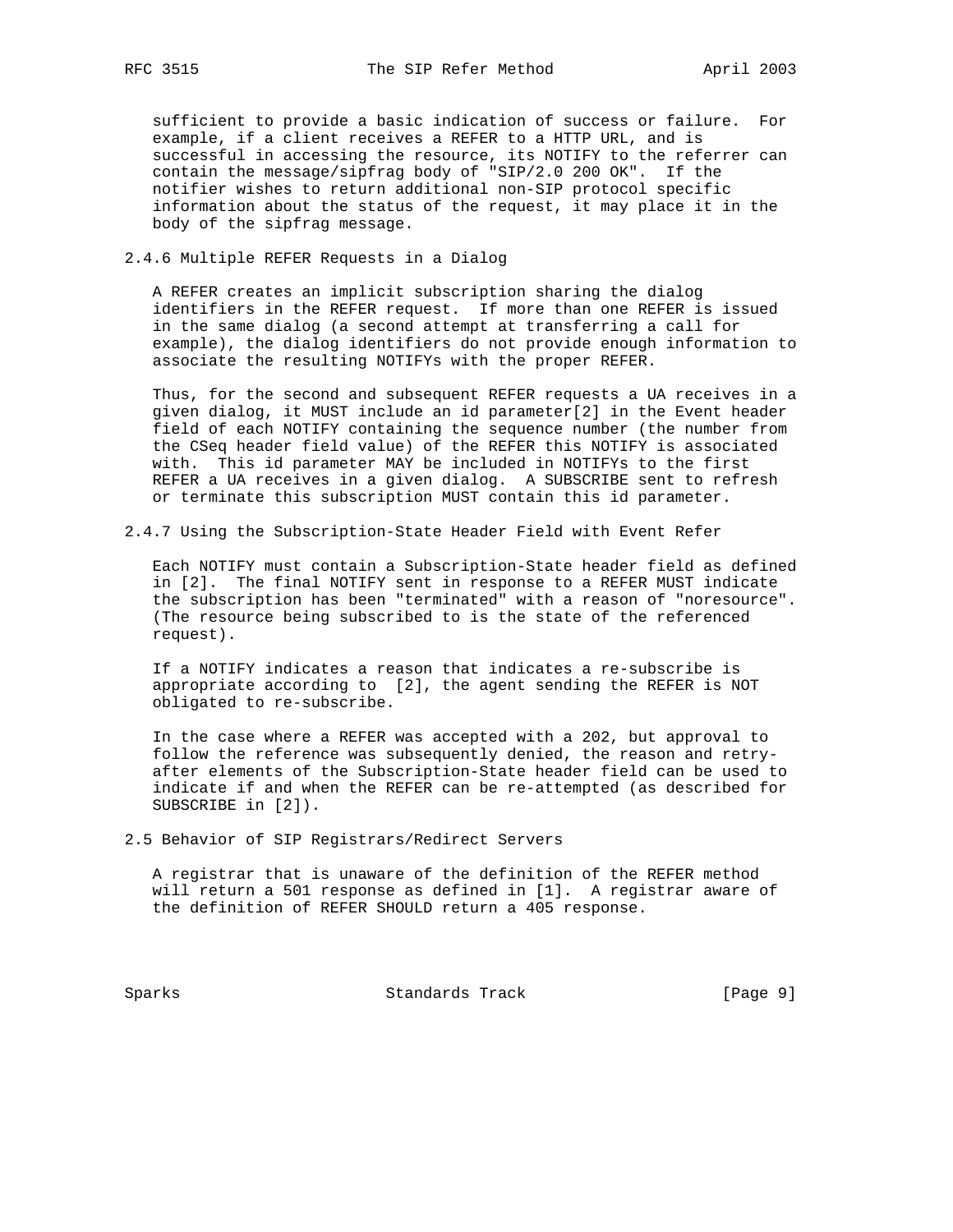sufficient to provide a basic indication of success or failure. For example, if a client receives a REFER to a HTTP URL, and is successful in accessing the resource, its NOTIFY to the referrer can contain the message/sipfrag body of "SIP/2.0 200 OK". If the notifier wishes to return additional non-SIP protocol specific information about the status of the request, it may place it in the body of the sipfrag message.

### 2.4.6 Multiple REFER Requests in a Dialog

A REFER creates an implicit subscription sharing the dialog identifiers in the REFER request. If more than one REFER is issued in the same dialog (a second attempt at transferring a call for example), the dialog identifiers do not provide enough information to associate the resulting NOTIFYs with the proper REFER.

Thus, for the second and subsequent REFER requests a UA receives in a given dialog, it MUST include an id parameter[2] in the Event header field of each NOTIFY containing the sequence number (the number from the CSeq header field value) of the REFER this NOTIFY is associated with. This id parameter MAY be included in NOTIFYs to the first REFER a UA receives in a given dialog. A SUBSCRIBE sent to refresh or terminate this subscription MUST contain this id parameter.

### 2.4.7 Using the Subscription-State Header Field with Event Refer

Each NOTIFY must contain a Subscription-State header field as defined in [2]. The final NOTIFY sent in response to a REFER MUST indicate the subscription has been "terminated" with a reason of "noresource". (The resource being subscribed to is the state of the referenced request).

If a NOTIFY indicates a reason that indicates a re-subscribe is appropriate according to [2], the agent sending the REFER is NOT obligated to re-subscribe.

In the case where a REFER was accepted with a 202, but approval to follow the reference was subsequently denied, the reason and retry-after elements of the Subscription-State header field can be used to indicate if and when the REFER can be re-attempted (as described for SUBSCRIBE in [2]).

## 2.5 Behavior of SIP Registrars/Redirect Servers

A registrar that is unaware of the definition of the REFER method will return a 501 response as defined in [1]. A registrar aware of the definition of REFER SHOULD return a 405 response.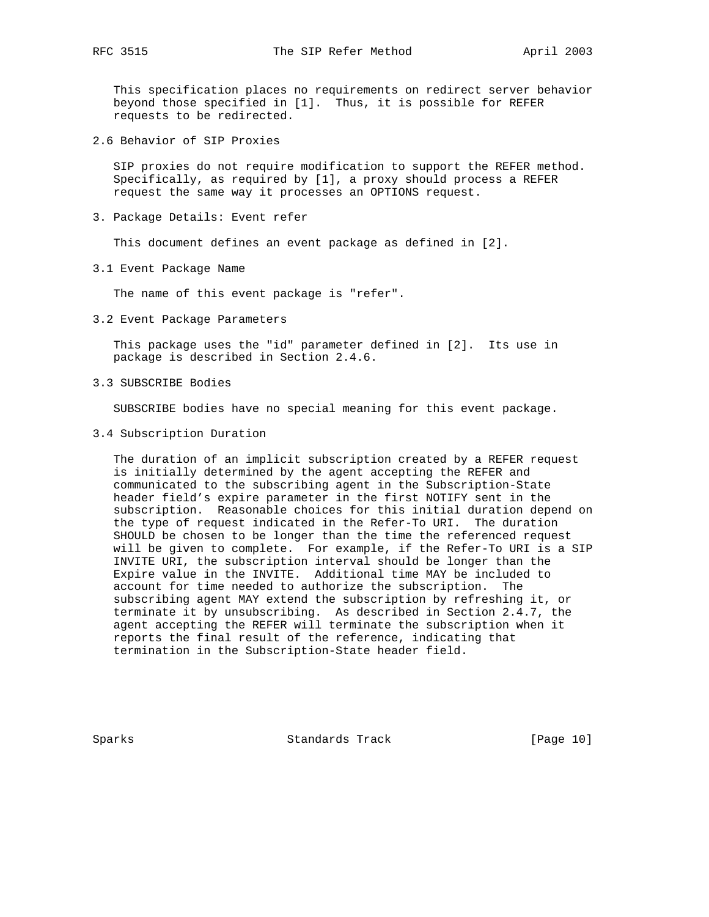This specification places no requirements on redirect server behavior beyond those specified in [1]. Thus, it is possible for REFER requests to be redirected.

### 2.6 Behavior of SIP Proxies

SIP proxies do not require modification to support the REFER method. Specifically, as required by [1], a proxy should process a REFER request the same way it processes an OPTIONS request.

## 3. Package Details: Event refer

This document defines an event package as defined in [2].

### 3.1 Event Package Name

The name of this event package is "refer".

### 3.2 Event Package Parameters

This package uses the "id" parameter defined in [2]. Its use in package is described in Section 2.4.6.

### 3.3 SUBSCRIBE Bodies

SUBSCRIBE bodies have no special meaning for this event package.

### 3.4 Subscription Duration

The duration of an implicit subscription created by a REFER request is initially determined by the agent accepting the REFER and communicated to the subscribing agent in the Subscription-State header field's expire parameter in the first NOTIFY sent in the subscription. Reasonable choices for this initial duration depend on the type of request indicated in the Refer-To URI. The duration SHOULD be chosen to be longer than the time the referenced request will be given to complete. For example, if the Refer-To URI is a SIP INVITE URI, the subscription interval should be longer than the Expire value in the INVITE. Additional time MAY be included to account for time needed to authorize the subscription. The subscribing agent MAY extend the subscription by refreshing it, or terminate it by unsubscribing. As described in Section 2.4.7, the agent accepting the REFER will terminate the subscription when it reports the final result of the reference, indicating that termination in the Subscription-State header field.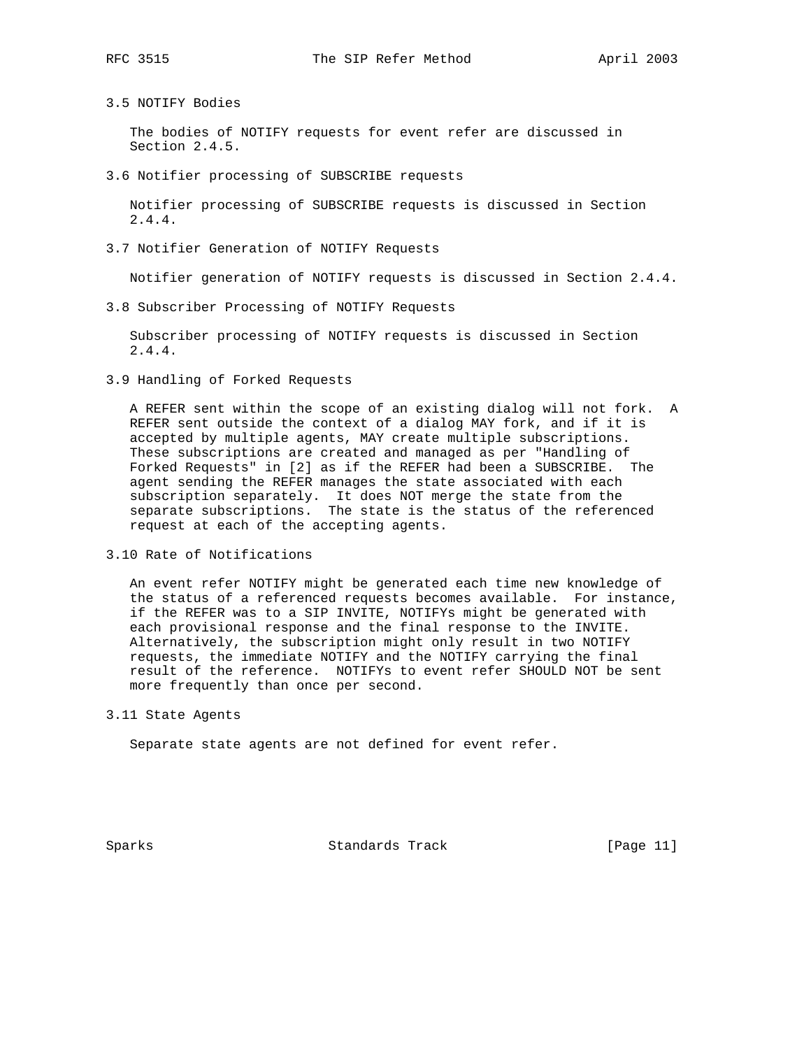### 3.5 NOTIFY Bodies

The bodies of NOTIFY requests for event refer are discussed in Section 2.4.5.

### 3.6 Notifier processing of SUBSCRIBE requests

Notifier processing of SUBSCRIBE requests is discussed in Section 2.4.4.

### 3.7 Notifier Generation of NOTIFY Requests

Notifier generation of NOTIFY requests is discussed in Section 2.4.4.

### 3.8 Subscriber Processing of NOTIFY Requests

Subscriber processing of NOTIFY requests is discussed in Section 2.4.4.

### 3.9 Handling of Forked Requests

A REFER sent within the scope of an existing dialog will not fork. A REFER sent outside the context of a dialog MAY fork, and if it is accepted by multiple agents, MAY create multiple subscriptions. These subscriptions are created and managed as per "Handling of Forked Requests" in [2] as if the REFER had been a SUBSCRIBE. The agent sending the REFER manages the state associated with each subscription separately. It does NOT merge the state from the separate subscriptions. The state is the status of the referenced request at each of the accepting agents.

### 3.10 Rate of Notifications

An event refer NOTIFY might be generated each time new knowledge of the status of a referenced requests becomes available. For instance, if the REFER was to a SIP INVITE, NOTIFYs might be generated with each provisional response and the final response to the INVITE. Alternatively, the subscription might only result in two NOTIFY requests, the immediate NOTIFY and the NOTIFY carrying the final result of the reference. NOTIFYs to event refer SHOULD NOT be sent more frequently than once per second.

### 3.11 State Agents

Separate state agents are not defined for event refer.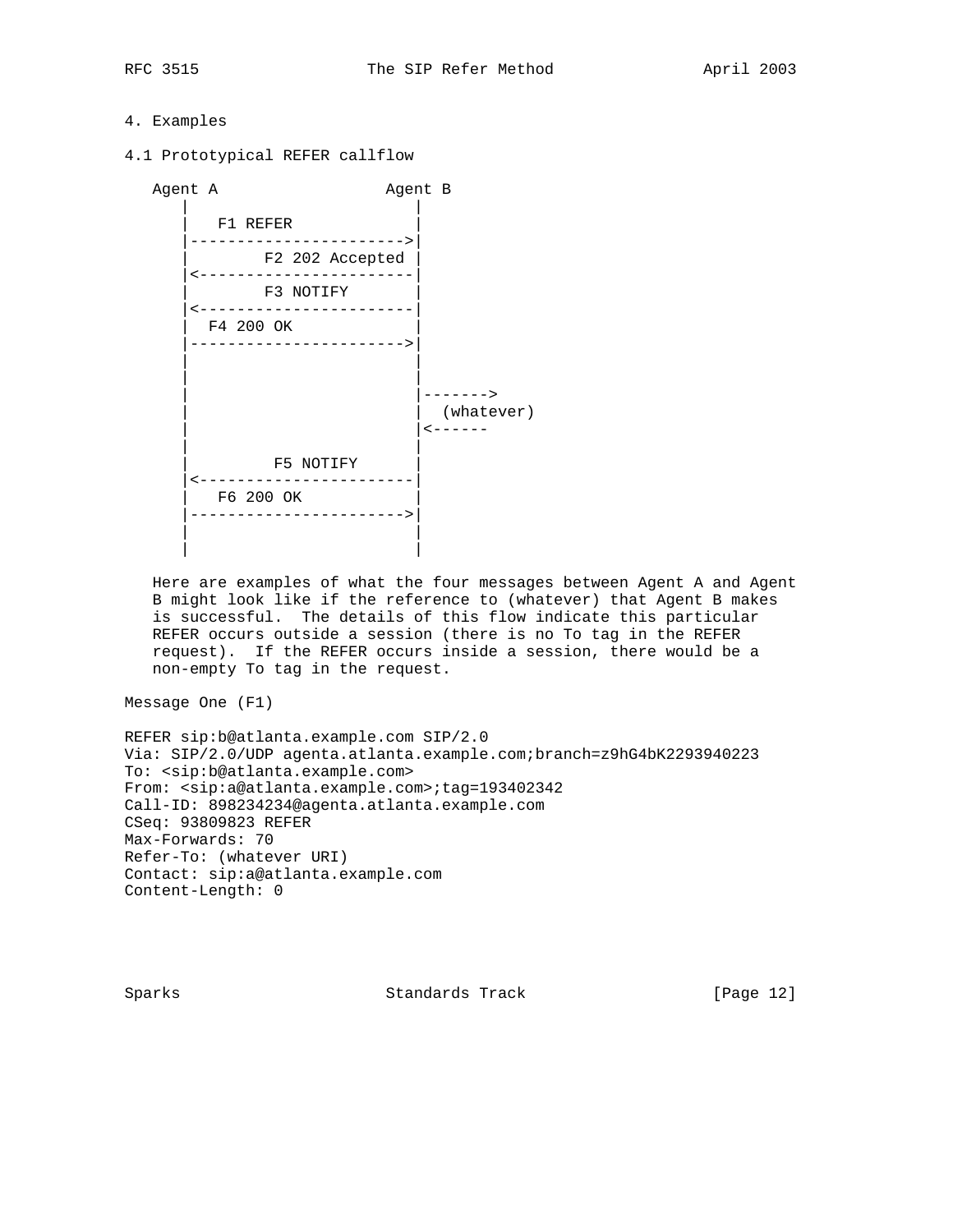## 4. Examples

### 4.1 Prototypical REFER callflow

```
   Agent A                  Agent B
      |                        |
      |   F1 REFER             |
      |----------------------->|
      |        F2 202 Accepted |
      |<-----------------------|
      |        F3 NOTIFY       |
      |<-----------------------|
      |  F4 200 OK             |
      |----------------------->|
      |                        |
      |                        |
      |                        |------->
      |                        |  (whatever)
      |                        |<------
      |                        |
      |         F5 NOTIFY      |
      |<-----------------------|
      |   F6 200 OK            |
      |----------------------->|
      |                        |
      |                        |
```

Here are examples of what the four messages between Agent A and Agent B might look like if the reference to (whatever) that Agent B makes is successful. The details of this flow indicate this particular REFER occurs outside a session (there is no To tag in the REFER request). If the REFER occurs inside a session, there would be a non-empty To tag in the request.

Message One (F1)

```
REFER sip:b@atlanta.example.com SIP/2.0
Via: SIP/2.0/UDP agenta.atlanta.example.com;branch=z9hG4bK2293940223
To: <sip:b@atlanta.example.com>
From: <sip:a@atlanta.example.com>;tag=193402342
Call-ID: 898234234@agenta.atlanta.example.com
CSeq: 93809823 REFER
Max-Forwards: 70
Refer-To: (whatever URI)
Contact: sip:a@atlanta.example.com
Content-Length: 0
```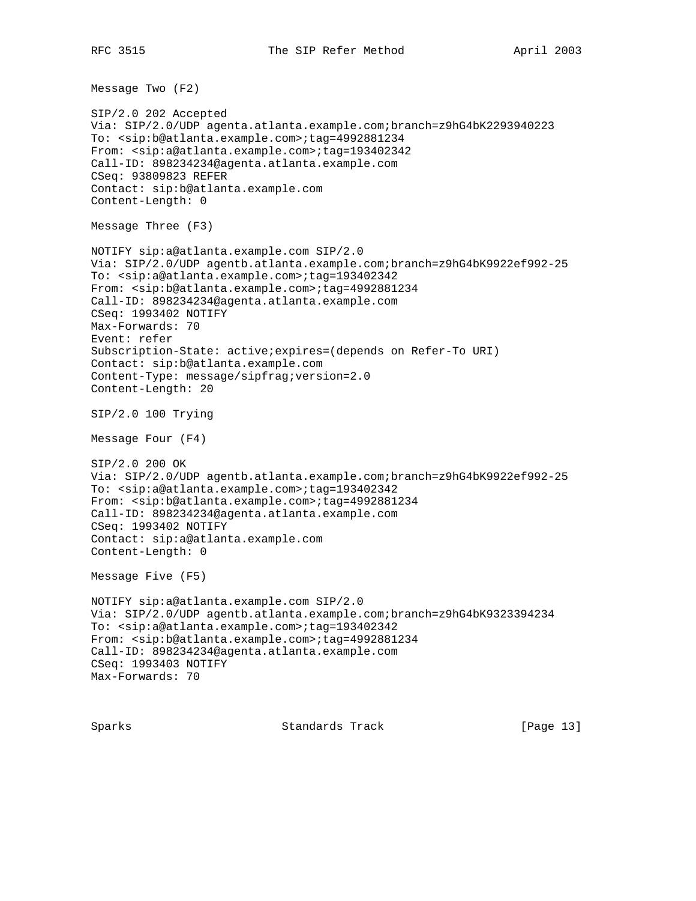Message Two (F2)

```
SIP/2.0 202 Accepted
Via: SIP/2.0/UDP agenta.atlanta.example.com;branch=z9hG4bK2293940223
To: <sip:b@atlanta.example.com>;tag=4992881234
From: <sip:a@atlanta.example.com>;tag=193402342
Call-ID: 898234234@agenta.atlanta.example.com
CSeq: 93809823 REFER
Contact: sip:b@atlanta.example.com
Content-Length: 0
```

Message Three (F3)

```
NOTIFY sip:a@atlanta.example.com SIP/2.0
Via: SIP/2.0/UDP agentb.atlanta.example.com;branch=z9hG4bK9922ef992-25
To: <sip:a@atlanta.example.com>;tag=193402342
From: <sip:b@atlanta.example.com>;tag=4992881234
Call-ID: 898234234@agenta.atlanta.example.com
CSeq: 1993402 NOTIFY
Max-Forwards: 70
Event: refer
Subscription-State: active;expires=(depends on Refer-To URI)
Contact: sip:b@atlanta.example.com
Content-Type: message/sipfrag;version=2.0
Content-Length: 20

SIP/2.0 100 Trying
```

Message Four (F4)

```
SIP/2.0 200 OK
Via: SIP/2.0/UDP agentb.atlanta.example.com;branch=z9hG4bK9922ef992-25
To: <sip:a@atlanta.example.com>;tag=193402342
From: <sip:b@atlanta.example.com>;tag=4992881234
Call-ID: 898234234@agenta.atlanta.example.com
CSeq: 1993402 NOTIFY
Contact: sip:a@atlanta.example.com
Content-Length: 0
```

Message Five (F5)

```
NOTIFY sip:a@atlanta.example.com SIP/2.0
Via: SIP/2.0/UDP agentb.atlanta.example.com;branch=z9hG4bK9323394234
To: <sip:a@atlanta.example.com>;tag=193402342
From: <sip:b@atlanta.example.com>;tag=4992881234
Call-ID: 898234234@agenta.atlanta.example.com
CSeq: 1993403 NOTIFY
Max-Forwards: 70
```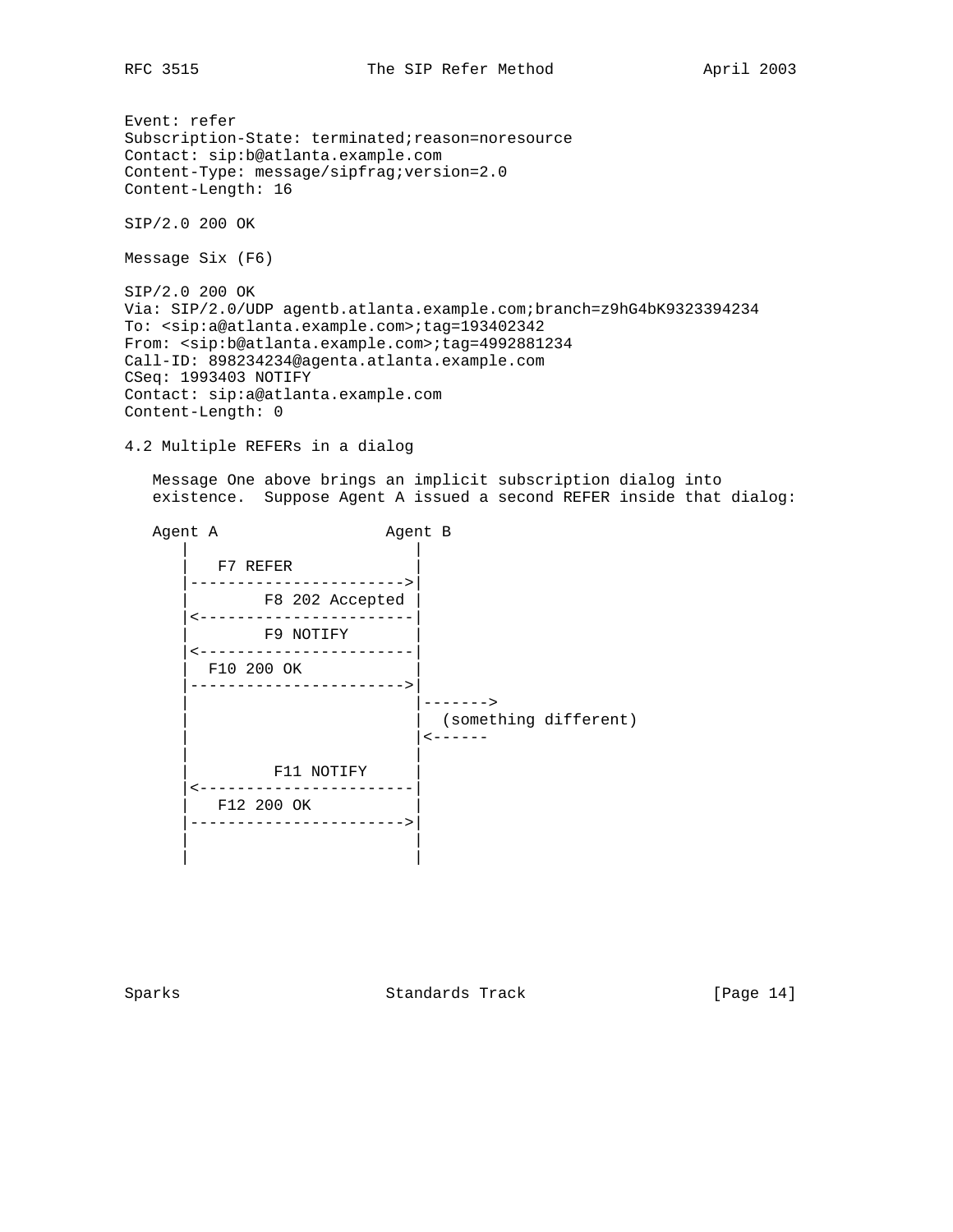```
Event: refer
Subscription-State: terminated;reason=noresource
Contact: sip:b@atlanta.example.com
Content-Type: message/sipfrag;version=2.0
Content-Length: 16

SIP/2.0 200 OK
```

Message Six (F6)

```
SIP/2.0 200 OK
Via: SIP/2.0/UDP agentb.atlanta.example.com;branch=z9hG4bK9323394234
To: <sip:a@atlanta.example.com>;tag=193402342
From: <sip:b@atlanta.example.com>;tag=4992881234
Call-ID: 898234234@agenta.atlanta.example.com
CSeq: 1993403 NOTIFY
Contact: sip:a@atlanta.example.com
Content-Length: 0
```

## 4.2 Multiple REFERs in a dialog

Message One above brings an implicit subscription dialog into existence. Suppose Agent A issued a second REFER inside that dialog:

```
Agent A                  Agent B
   |                        |
   |   F7 REFER             |
   |----------------------->|
   |        F8 202 Accepted |
   |<-----------------------|
   |        F9 NOTIFY       |
   |<-----------------------|
   |  F10 200 OK            |
   |----------------------->|
   |                        |------->
   |                        |  (something different)
   |                        |<------
   |                        |
   |         F11 NOTIFY     |
   |<-----------------------|
   |   F12 200 OK           |
   |----------------------->|
   |                        |
   |                        |
```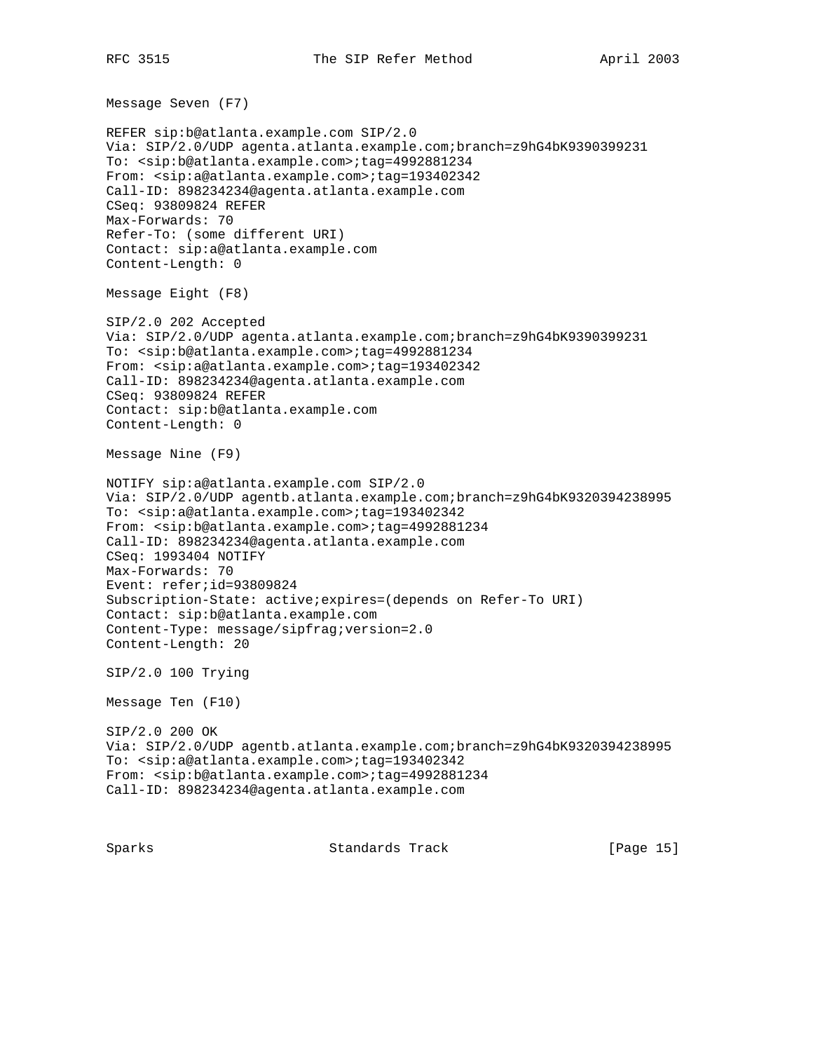Message Seven (F7)

```
REFER sip:b@atlanta.example.com SIP/2.0
Via: SIP/2.0/UDP agenta.atlanta.example.com;branch=z9hG4bK9390399231
To: <sip:b@atlanta.example.com>;tag=4992881234
From: <sip:a@atlanta.example.com>;tag=193402342
Call-ID: 898234234@agenta.atlanta.example.com
CSeq: 93809824 REFER
Max-Forwards: 70
Refer-To: (some different URI)
Contact: sip:a@atlanta.example.com
Content-Length: 0
```

Message Eight (F8)

```
SIP/2.0 202 Accepted
Via: SIP/2.0/UDP agenta.atlanta.example.com;branch=z9hG4bK9390399231
To: <sip:b@atlanta.example.com>;tag=4992881234
From: <sip:a@atlanta.example.com>;tag=193402342
Call-ID: 898234234@agenta.atlanta.example.com
CSeq: 93809824 REFER
Contact: sip:b@atlanta.example.com
Content-Length: 0
```

Message Nine (F9)

```
NOTIFY sip:a@atlanta.example.com SIP/2.0
Via: SIP/2.0/UDP agentb.atlanta.example.com;branch=z9hG4bK9320394238995
To: <sip:a@atlanta.example.com>;tag=193402342
From: <sip:b@atlanta.example.com>;tag=4992881234
Call-ID: 898234234@agenta.atlanta.example.com
CSeq: 1993404 NOTIFY
Max-Forwards: 70
Event: refer;id=93809824
Subscription-State: active;expires=(depends on Refer-To URI)
Contact: sip:b@atlanta.example.com
Content-Type: message/sipfrag;version=2.0
Content-Length: 20

SIP/2.0 100 Trying
```

Message Ten (F10)

```
SIP/2.0 200 OK
Via: SIP/2.0/UDP agentb.atlanta.example.com;branch=z9hG4bK9320394238995
To: <sip:a@atlanta.example.com>;tag=193402342
From: <sip:b@atlanta.example.com>;tag=4992881234
Call-ID: 898234234@agenta.atlanta.example.com
```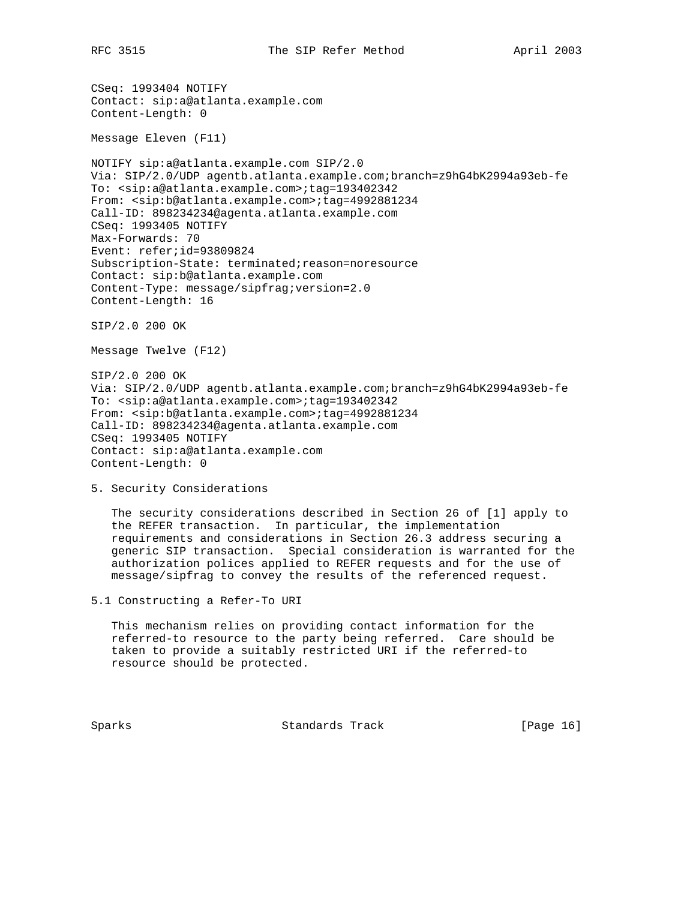```
CSeq: 1993404 NOTIFY
Contact: sip:a@atlanta.example.com
Content-Length: 0
```

Message Eleven (F11)

```
NOTIFY sip:a@atlanta.example.com SIP/2.0
Via: SIP/2.0/UDP agentb.atlanta.example.com;branch=z9hG4bK2994a93eb-fe
To: <sip:a@atlanta.example.com>;tag=193402342
From: <sip:b@atlanta.example.com>;tag=4992881234
Call-ID: 898234234@agenta.atlanta.example.com
CSeq: 1993405 NOTIFY
Max-Forwards: 70
Event: refer;id=93809824
Subscription-State: terminated;reason=noresource
Contact: sip:b@atlanta.example.com
Content-Type: message/sipfrag;version=2.0
Content-Length: 16

SIP/2.0 200 OK
```

Message Twelve (F12)

```
SIP/2.0 200 OK
Via: SIP/2.0/UDP agentb.atlanta.example.com;branch=z9hG4bK2994a93eb-fe
To: <sip:a@atlanta.example.com>;tag=193402342
From: <sip:b@atlanta.example.com>;tag=4992881234
Call-ID: 898234234@agenta.atlanta.example.com
CSeq: 1993405 NOTIFY
Contact: sip:a@atlanta.example.com
Content-Length: 0
```

## 5. Security Considerations

The security considerations described in Section 26 of [1] apply to the REFER transaction. In particular, the implementation requirements and considerations in Section 26.3 address securing a generic SIP transaction. Special consideration is warranted for the authorization polices applied to REFER requests and for the use of message/sipfrag to convey the results of the referenced request.

### 5.1 Constructing a Refer-To URI

This mechanism relies on providing contact information for the referred-to resource to the party being referred. Care should be taken to provide a suitably restricted URI if the referred-to resource should be protected.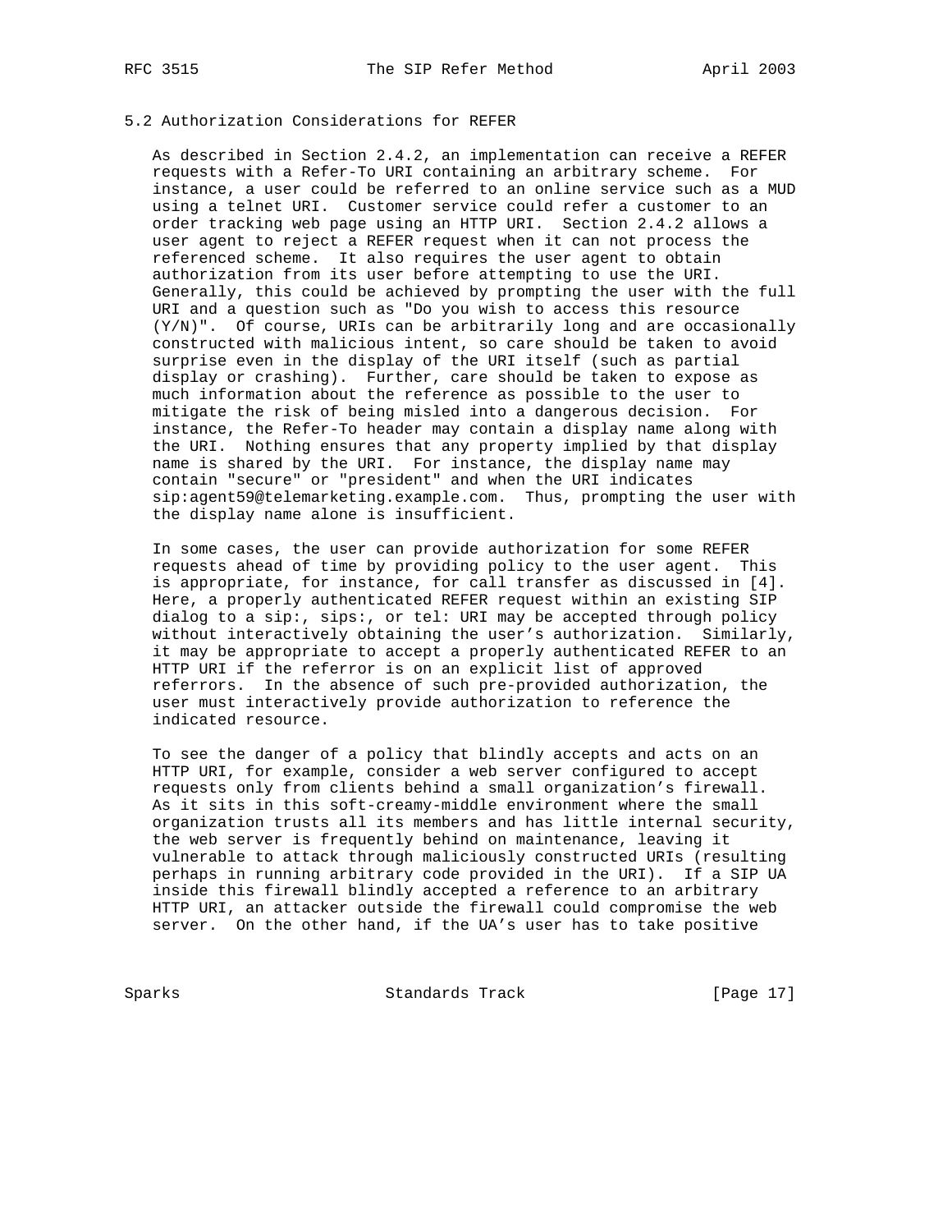## 5.2 Authorization Considerations for REFER

As described in Section 2.4.2, an implementation can receive a REFER requests with a Refer-To URI containing an arbitrary scheme. For instance, a user could be referred to an online service such as a MUD using a telnet URI. Customer service could refer a customer to an order tracking web page using an HTTP URI. Section 2.4.2 allows a user agent to reject a REFER request when it can not process the referenced scheme. It also requires the user agent to obtain authorization from its user before attempting to use the URI. Generally, this could be achieved by prompting the user with the full URI and a question such as "Do you wish to access this resource (Y/N)". Of course, URIs can be arbitrarily long and are occasionally constructed with malicious intent, so care should be taken to avoid surprise even in the display of the URI itself (such as partial display or crashing). Further, care should be taken to expose as much information about the reference as possible to the user to mitigate the risk of being misled into a dangerous decision. For instance, the Refer-To header may contain a display name along with the URI. Nothing ensures that any property implied by that display name is shared by the URI. For instance, the display name may contain "secure" or "president" and when the URI indicates sip:agent59@telemarketing.example.com. Thus, prompting the user with the display name alone is insufficient.

In some cases, the user can provide authorization for some REFER requests ahead of time by providing policy to the user agent. This is appropriate, for instance, for call transfer as discussed in [4]. Here, a properly authenticated REFER request within an existing SIP dialog to a sip:, sips:, or tel: URI may be accepted through policy without interactively obtaining the user's authorization. Similarly, it may be appropriate to accept a properly authenticated REFER to an HTTP URI if the referror is on an explicit list of approved referrors. In the absence of such pre-provided authorization, the user must interactively provide authorization to reference the indicated resource.

To see the danger of a policy that blindly accepts and acts on an HTTP URI, for example, consider a web server configured to accept requests only from clients behind a small organization's firewall. As it sits in this soft-creamy-middle environment where the small organization trusts all its members and has little internal security, the web server is frequently behind on maintenance, leaving it vulnerable to attack through maliciously constructed URIs (resulting perhaps in running arbitrary code provided in the URI). If a SIP UA inside this firewall blindly accepted a reference to an arbitrary HTTP URI, an attacker outside the firewall could compromise the web server. On the other hand, if the UA's user has to take positive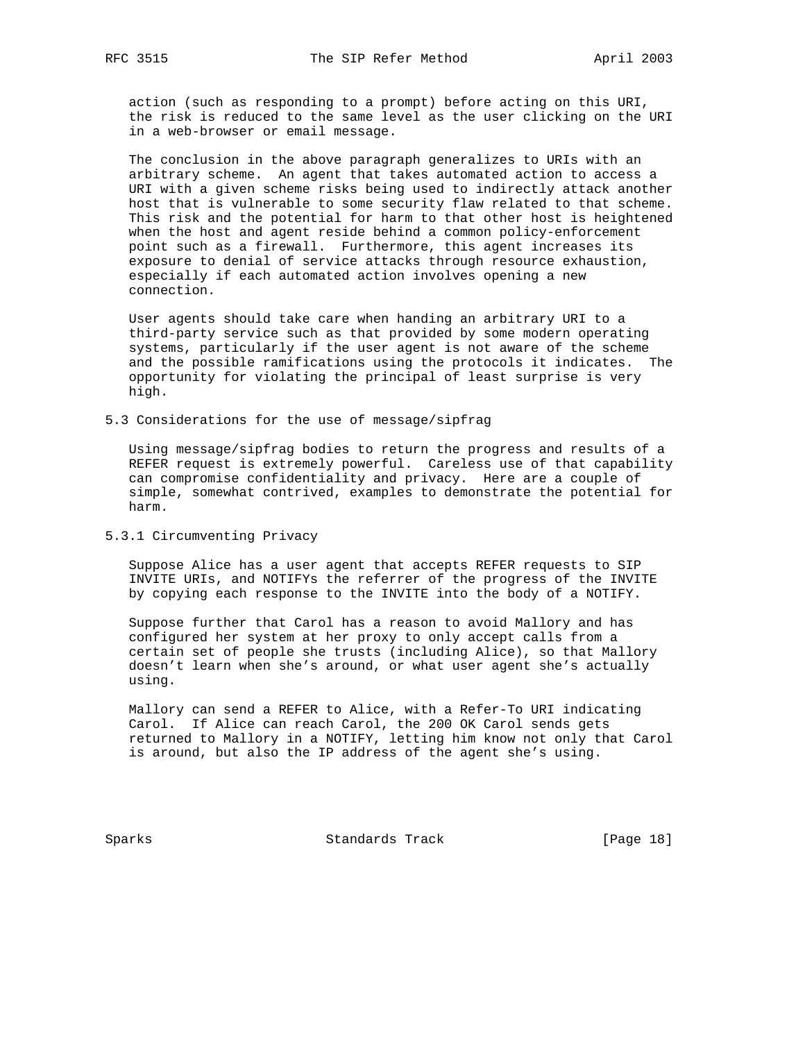action (such as responding to a prompt) before acting on this URI, the risk is reduced to the same level as the user clicking on the URI in a web-browser or email message.

The conclusion in the above paragraph generalizes to URIs with an arbitrary scheme. An agent that takes automated action to access a URI with a given scheme risks being used to indirectly attack another host that is vulnerable to some security flaw related to that scheme. This risk and the potential for harm to that other host is heightened when the host and agent reside behind a common policy-enforcement point such as a firewall. Furthermore, this agent increases its exposure to denial of service attacks through resource exhaustion, especially if each automated action involves opening a new connection.

User agents should take care when handing an arbitrary URI to a third-party service such as that provided by some modern operating systems, particularly if the user agent is not aware of the scheme and the possible ramifications using the protocols it indicates. The opportunity for violating the principal of least surprise is very high.

### 5.3 Considerations for the use of message/sipfrag

Using message/sipfrag bodies to return the progress and results of a REFER request is extremely powerful. Careless use of that capability can compromise confidentiality and privacy. Here are a couple of simple, somewhat contrived, examples to demonstrate the potential for harm.

#### 5.3.1 Circumventing Privacy

Suppose Alice has a user agent that accepts REFER requests to SIP INVITE URIs, and NOTIFYs the referrer of the progress of the INVITE by copying each response to the INVITE into the body of a NOTIFY.

Suppose further that Carol has a reason to avoid Mallory and has configured her system at her proxy to only accept calls from a certain set of people she trusts (including Alice), so that Mallory doesn't learn when she's around, or what user agent she's actually using.

Mallory can send a REFER to Alice, with a Refer-To URI indicating Carol. If Alice can reach Carol, the 200 OK Carol sends gets returned to Mallory in a NOTIFY, letting him know not only that Carol is around, but also the IP address of the agent she's using.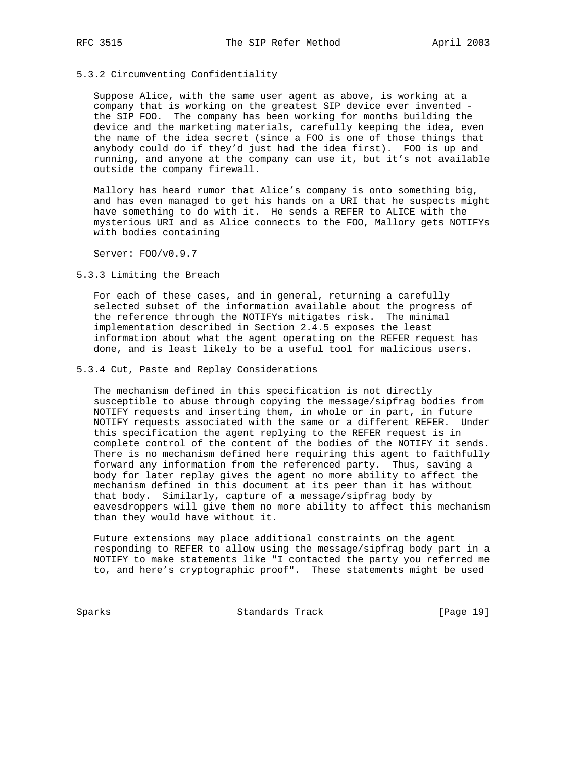### 5.3.2 Circumventing Confidentiality

Suppose Alice, with the same user agent as above, is working at a company that is working on the greatest SIP device ever invented - the SIP FOO. The company has been working for months building the device and the marketing materials, carefully keeping the idea, even the name of the idea secret (since a FOO is one of those things that anybody could do if they'd just had the idea first). FOO is up and running, and anyone at the company can use it, but it's not available outside the company firewall.

Mallory has heard rumor that Alice's company is onto something big, and has even managed to get his hands on a URI that he suspects might have something to do with it. He sends a REFER to ALICE with the mysterious URI and as Alice connects to the FOO, Mallory gets NOTIFYs with bodies containing

```
Server: FOO/v0.9.7
```

### 5.3.3 Limiting the Breach

For each of these cases, and in general, returning a carefully selected subset of the information available about the progress of the reference through the NOTIFYs mitigates risk. The minimal implementation described in Section 2.4.5 exposes the least information about what the agent operating on the REFER request has done, and is least likely to be a useful tool for malicious users.

### 5.3.4 Cut, Paste and Replay Considerations

The mechanism defined in this specification is not directly susceptible to abuse through copying the message/sipfrag bodies from NOTIFY requests and inserting them, in whole or in part, in future NOTIFY requests associated with the same or a different REFER. Under this specification the agent replying to the REFER request is in complete control of the content of the bodies of the NOTIFY it sends. There is no mechanism defined here requiring this agent to faithfully forward any information from the referenced party. Thus, saving a body for later replay gives the agent no more ability to affect the mechanism defined in this document at its peer than it has without that body. Similarly, capture of a message/sipfrag body by eavesdroppers will give them no more ability to affect this mechanism than they would have without it.

Future extensions may place additional constraints on the agent responding to REFER to allow using the message/sipfrag body part in a NOTIFY to make statements like "I contacted the party you referred me to, and here's cryptographic proof". These statements might be used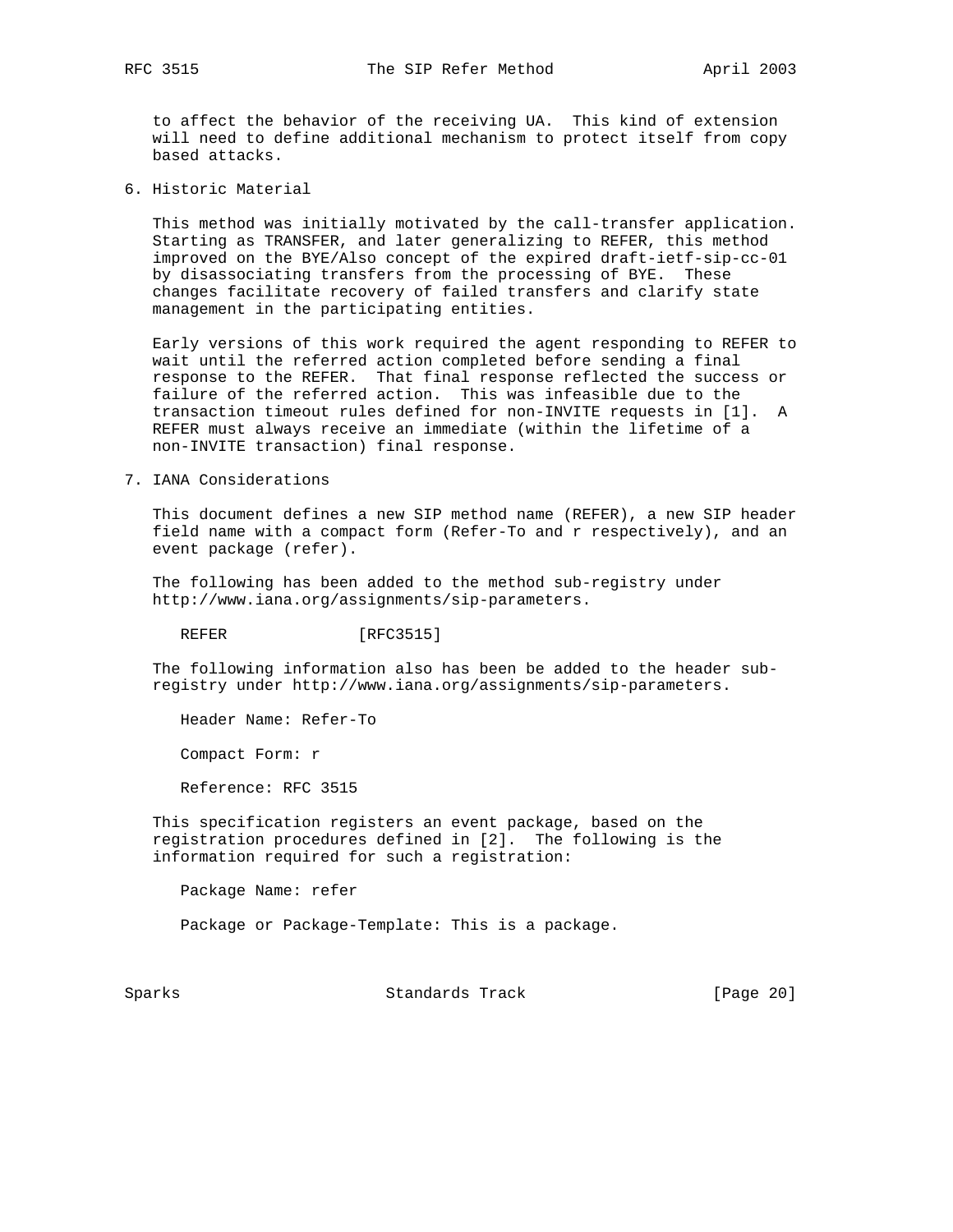to affect the behavior of the receiving UA. This kind of extension will need to define additional mechanism to protect itself from copy based attacks.

## 6. Historic Material

This method was initially motivated by the call-transfer application. Starting as TRANSFER, and later generalizing to REFER, this method improved on the BYE/Also concept of the expired draft-ietf-sip-cc-01 by disassociating transfers from the processing of BYE. These changes facilitate recovery of failed transfers and clarify state management in the participating entities.

Early versions of this work required the agent responding to REFER to wait until the referred action completed before sending a final response to the REFER. That final response reflected the success or failure of the referred action. This was infeasible due to the transaction timeout rules defined for non-INVITE requests in [1]. A REFER must always receive an immediate (within the lifetime of a non-INVITE transaction) final response.

## 7. IANA Considerations

This document defines a new SIP method name (REFER), a new SIP header field name with a compact form (Refer-To and r respectively), and an event package (refer).

The following has been added to the method sub-registry under http://www.iana.org/assignments/sip-parameters.

```
REFER             [RFC3515]
```

The following information also has been be added to the header sub-registry under http://www.iana.org/assignments/sip-parameters.

Header Name: Refer-To

Compact Form: r

Reference: RFC 3515

This specification registers an event package, based on the registration procedures defined in [2]. The following is the information required for such a registration:

Package Name: refer

Package or Package-Template: This is a package.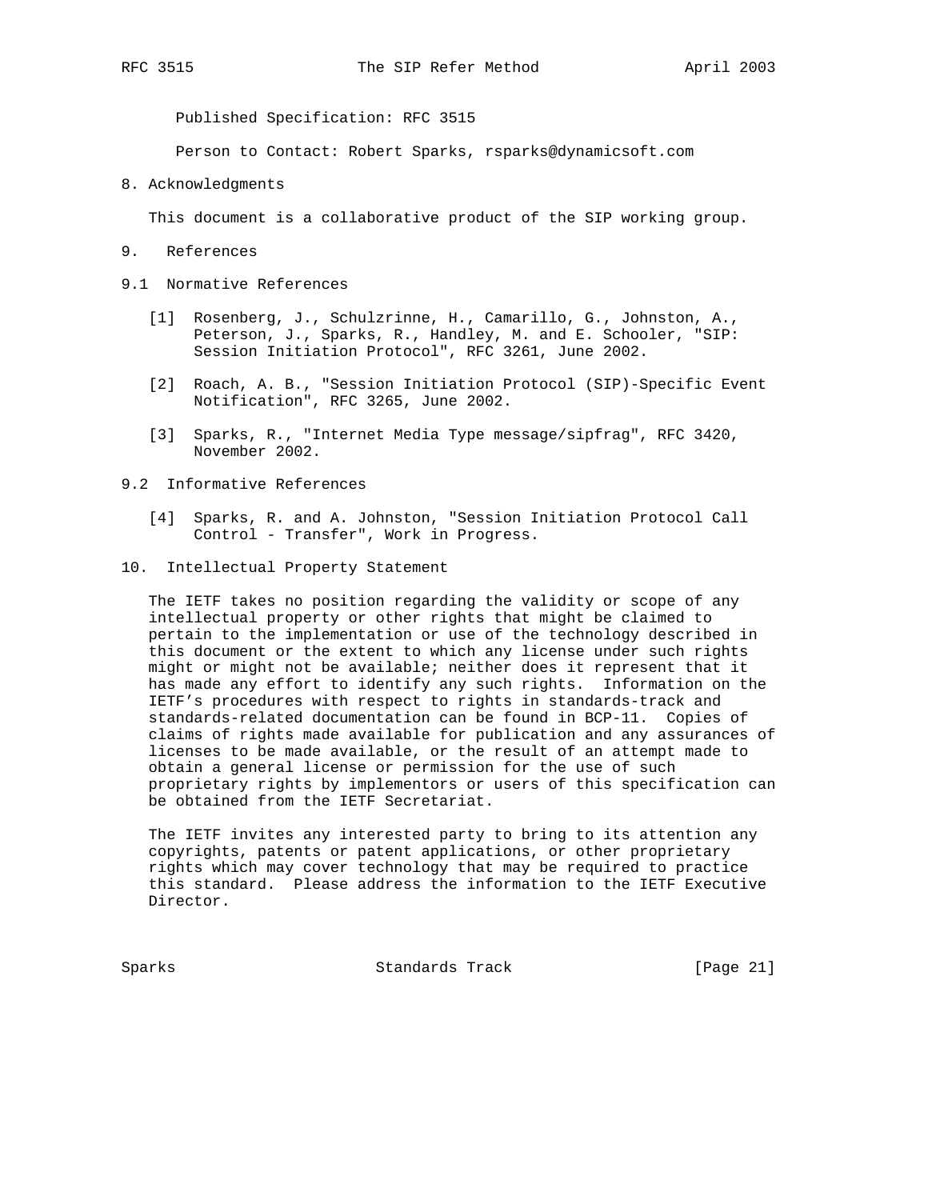Published Specification: RFC 3515

Person to Contact: Robert Sparks, rsparks@dynamicsoft.com

## 8. Acknowledgments

This document is a collaborative product of the SIP working group.

## 9. References

### 9.1 Normative References

[1] Rosenberg, J., Schulzrinne, H., Camarillo, G., Johnston, A., Peterson, J., Sparks, R., Handley, M. and E. Schooler, "SIP: Session Initiation Protocol", RFC 3261, June 2002.

[2] Roach, A. B., "Session Initiation Protocol (SIP)-Specific Event Notification", RFC 3265, June 2002.

[3] Sparks, R., "Internet Media Type message/sipfrag", RFC 3420, November 2002.

### 9.2 Informative References

[4] Sparks, R. and A. Johnston, "Session Initiation Protocol Call Control - Transfer", Work in Progress.

## 10. Intellectual Property Statement

The IETF takes no position regarding the validity or scope of any intellectual property or other rights that might be claimed to pertain to the implementation or use of the technology described in this document or the extent to which any license under such rights might or might not be available; neither does it represent that it has made any effort to identify any such rights. Information on the IETF's procedures with respect to rights in standards-track and standards-related documentation can be found in BCP-11. Copies of claims of rights made available for publication and any assurances of licenses to be made available, or the result of an attempt made to obtain a general license or permission for the use of such proprietary rights by implementors or users of this specification can be obtained from the IETF Secretariat.

The IETF invites any interested party to bring to its attention any copyrights, patents or patent applications, or other proprietary rights which may cover technology that may be required to practice this standard. Please address the information to the IETF Executive Director.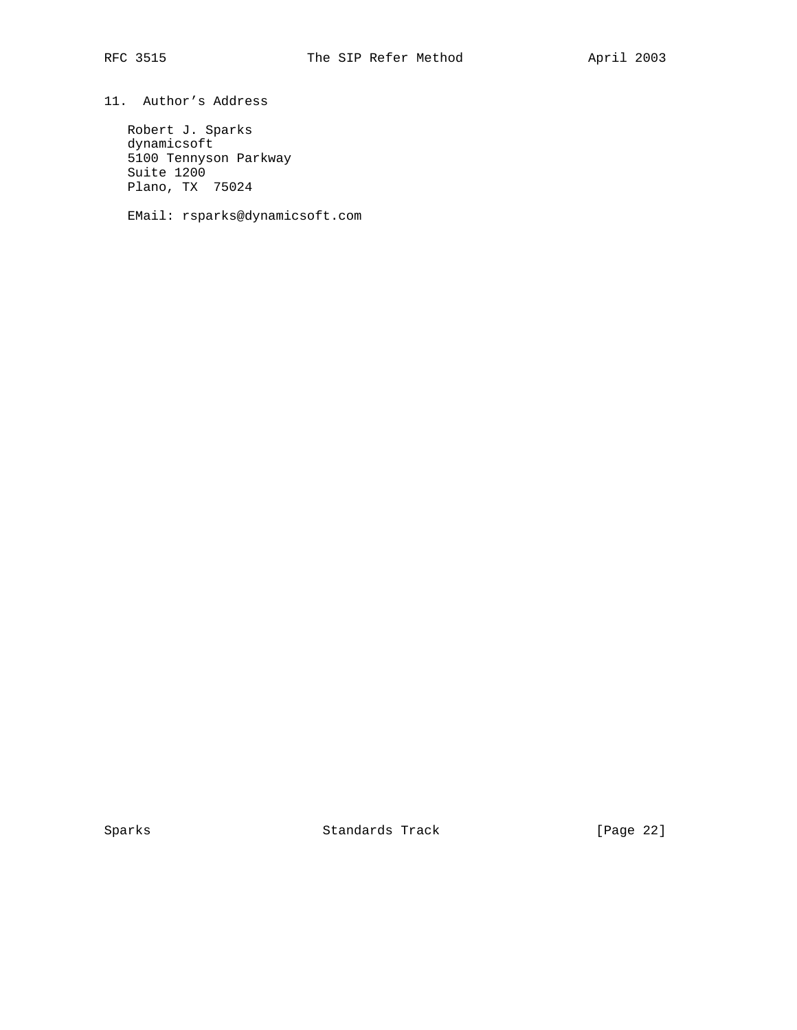## 11. Author's Address

Robert J. Sparks
dynamicsoft
5100 Tennyson Parkway
Suite 1200
Plano, TX  75024

EMail: rsparks@dynamicsoft.com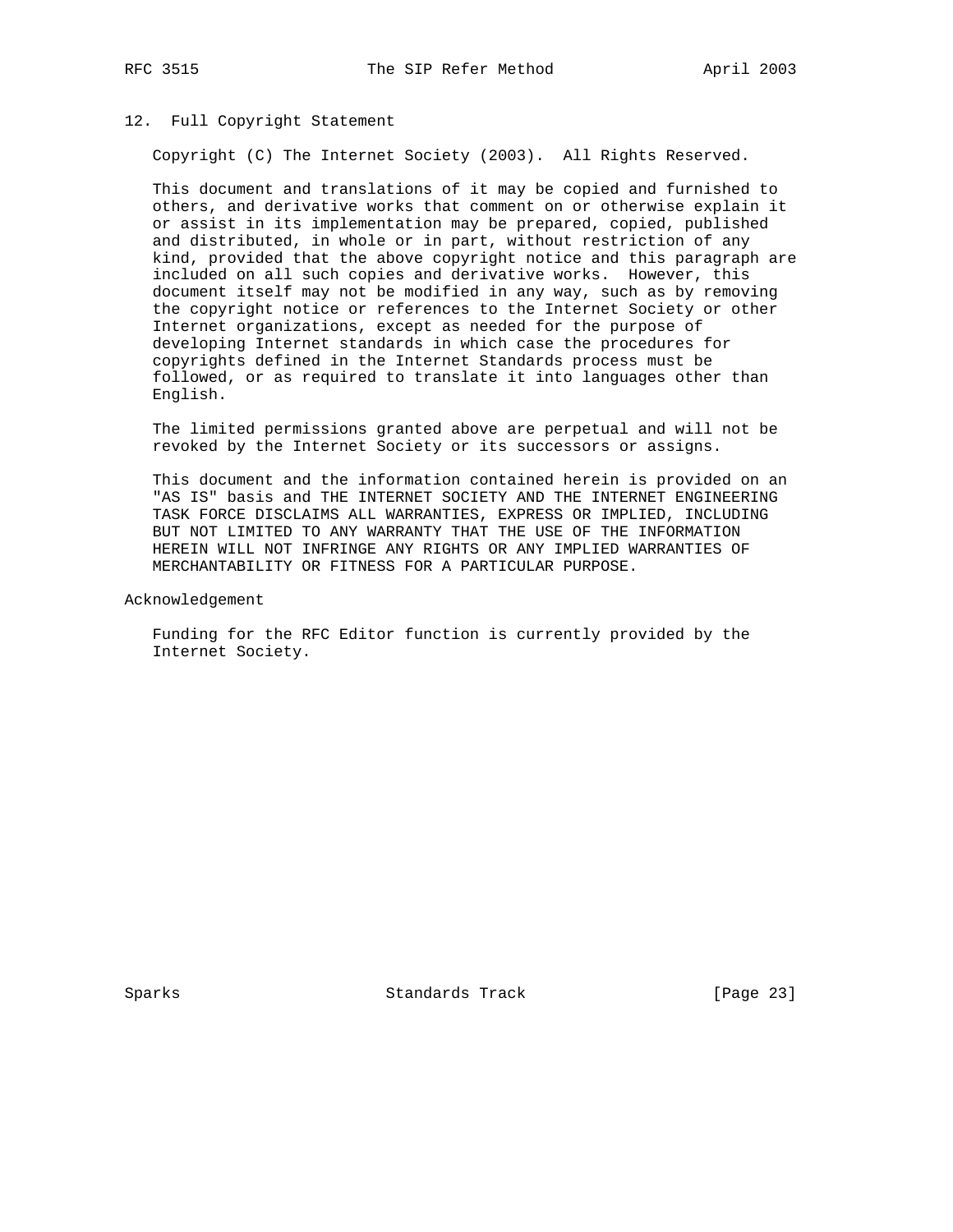## 12. Full Copyright Statement

Copyright (C) The Internet Society (2003). All Rights Reserved.

This document and translations of it may be copied and furnished to others, and derivative works that comment on or otherwise explain it or assist in its implementation may be prepared, copied, published and distributed, in whole or in part, without restriction of any kind, provided that the above copyright notice and this paragraph are included on all such copies and derivative works. However, this document itself may not be modified in any way, such as by removing the copyright notice or references to the Internet Society or other Internet organizations, except as needed for the purpose of developing Internet standards in which case the procedures for copyrights defined in the Internet Standards process must be followed, or as required to translate it into languages other than English.

The limited permissions granted above are perpetual and will not be revoked by the Internet Society or its successors or assigns.

This document and the information contained herein is provided on an "AS IS" basis and THE INTERNET SOCIETY AND THE INTERNET ENGINEERING TASK FORCE DISCLAIMS ALL WARRANTIES, EXPRESS OR IMPLIED, INCLUDING BUT NOT LIMITED TO ANY WARRANTY THAT THE USE OF THE INFORMATION HEREIN WILL NOT INFRINGE ANY RIGHTS OR ANY IMPLIED WARRANTIES OF MERCHANTABILITY OR FITNESS FOR A PARTICULAR PURPOSE.

## Acknowledgement

Funding for the RFC Editor function is currently provided by the Internet Society.